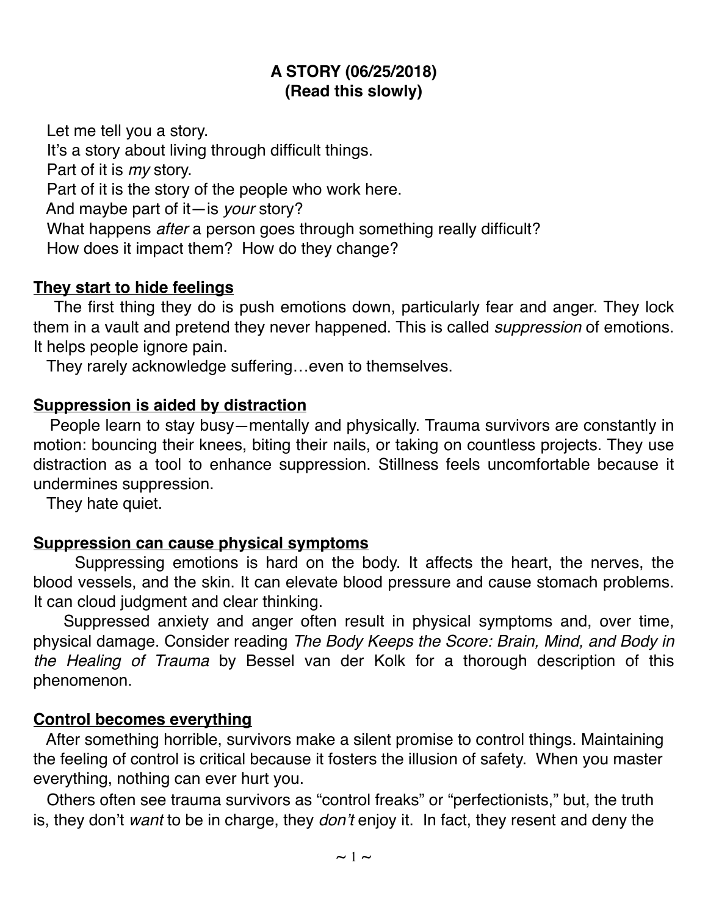**A STORY (06/25/2018)**
**(Read this slowly)**

Let me tell you a story.
It's a story about living through difficult things.
Part of it is *my* story.
Part of it is the story of the people who work here.
And maybe part of it—is *your* story?
What happens *after* a person goes through something really difficult?
How does it impact them? How do they change?

**<u>They start to hide feelings</u>**

The first thing they do is push emotions down, particularly fear and anger. They lock them in a vault and pretend they never happened. This is called *suppression* of emotions. It helps people ignore pain.

They rarely acknowledge suffering…even to themselves.

**<u>Suppression is aided by distraction</u>**

People learn to stay busy—mentally and physically. Trauma survivors are constantly in motion: bouncing their knees, biting their nails, or taking on countless projects. They use distraction as a tool to enhance suppression. Stillness feels uncomfortable because it undermines suppression.

They hate quiet.

**<u>Suppression can cause physical symptoms</u>**

Suppressing emotions is hard on the body. It affects the heart, the nerves, the blood vessels, and the skin. It can elevate blood pressure and cause stomach problems. It can cloud judgment and clear thinking.

Suppressed anxiety and anger often result in physical symptoms and, over time, physical damage. Consider reading *The Body Keeps the Score: Brain, Mind, and Body in the Healing of Trauma* by Bessel van der Kolk for a thorough description of this phenomenon.

**<u>Control becomes everything</u>**

After something horrible, survivors make a silent promise to control things. Maintaining the feeling of control is critical because it fosters the illusion of safety. When you master everything, nothing can ever hurt you.

Others often see trauma survivors as "control freaks" or "perfectionists," but, the truth is, they don't *want* to be in charge, they *don't* enjoy it. In fact, they resent and deny the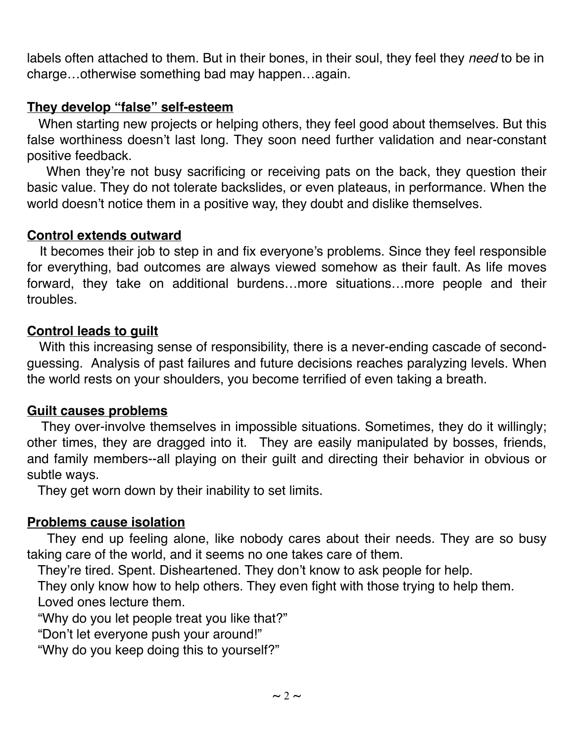labels often attached to them. But in their bones, in their soul, they feel they *need* to be in charge…otherwise something bad may happen…again.

**They develop "false" self-esteem**

When starting new projects or helping others, they feel good about themselves. But this false worthiness doesn't last long. They soon need further validation and near-constant positive feedback.

When they're not busy sacrificing or receiving pats on the back, they question their basic value. They do not tolerate backslides, or even plateaus, in performance. When the world doesn't notice them in a positive way, they doubt and dislike themselves.

**Control extends outward**

It becomes their job to step in and fix everyone's problems. Since they feel responsible for everything, bad outcomes are always viewed somehow as their fault. As life moves forward, they take on additional burdens…more situations…more people and their troubles.

**Control leads to guilt**

With this increasing sense of responsibility, there is a never-ending cascade of second-guessing. Analysis of past failures and future decisions reaches paralyzing levels. When the world rests on your shoulders, you become terrified of even taking a breath.

**Guilt causes problems**

They over-involve themselves in impossible situations. Sometimes, they do it willingly; other times, they are dragged into it. They are easily manipulated by bosses, friends, and family members--all playing on their guilt and directing their behavior in obvious or subtle ways.

They get worn down by their inability to set limits.

**Problems cause isolation**

They end up feeling alone, like nobody cares about their needs. They are so busy taking care of the world, and it seems no one takes care of them.

They're tired. Spent. Disheartened. They don't know to ask people for help.

They only know how to help others. They even fight with those trying to help them.

Loved ones lecture them.

"Why do you let people treat you like that?"

"Don't let everyone push your around!"

"Why do you keep doing this to yourself?"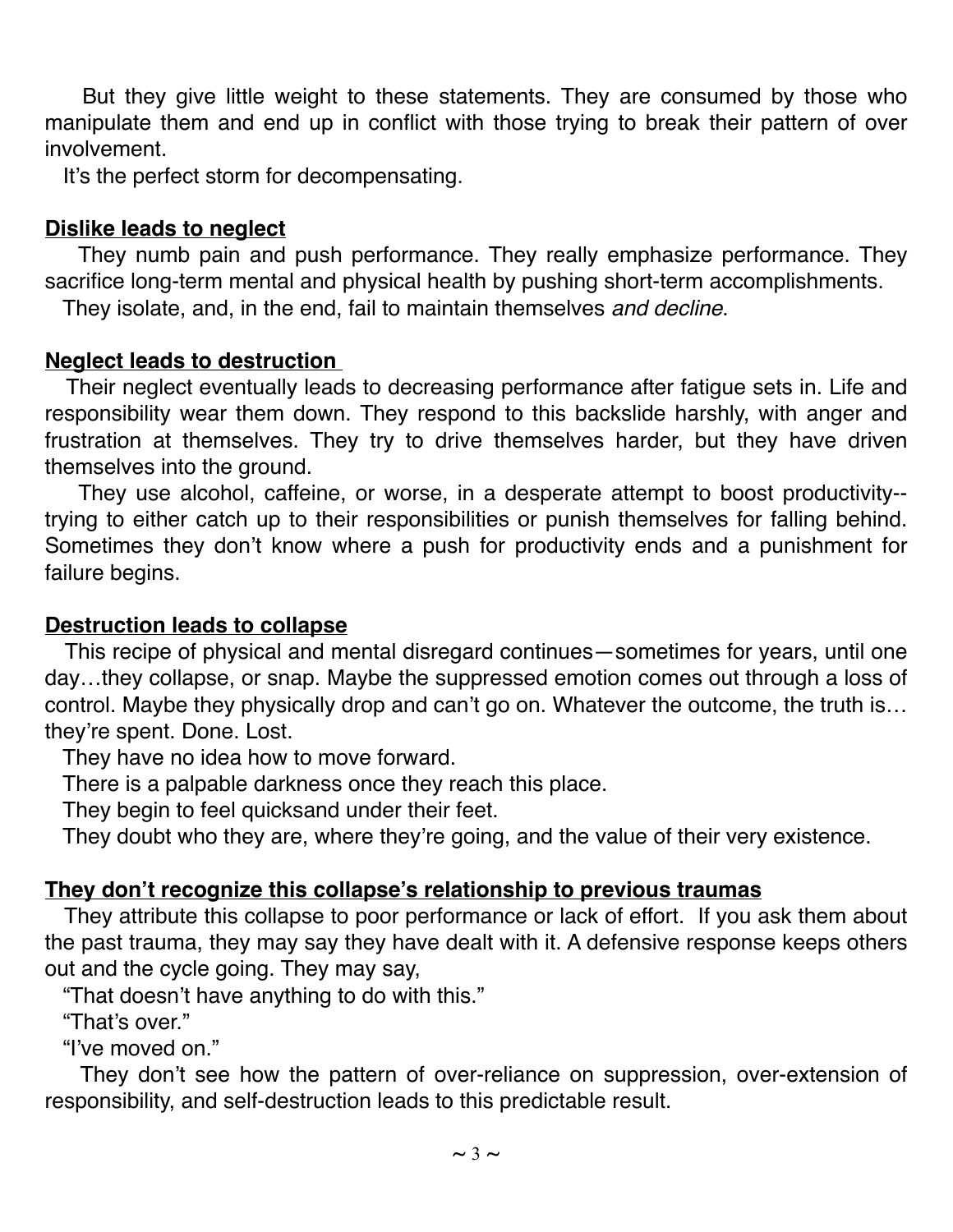But they give little weight to these statements. They are consumed by those who manipulate them and end up in conflict with those trying to break their pattern of over involvement.

It's the perfect storm for decompensating.

**<u>Dislike leads to neglect</u>**

They numb pain and push performance. They really emphasize performance. They sacrifice long-term mental and physical health by pushing short-term accomplishments.

They isolate, and, in the end, fail to maintain themselves *and decline*.

**<u>Neglect leads to destruction</u>**

Their neglect eventually leads to decreasing performance after fatigue sets in. Life and responsibility wear them down. They respond to this backslide harshly, with anger and frustration at themselves. They try to drive themselves harder, but they have driven themselves into the ground.

They use alcohol, caffeine, or worse, in a desperate attempt to boost productivity--trying to either catch up to their responsibilities or punish themselves for falling behind. Sometimes they don't know where a push for productivity ends and a punishment for failure begins.

**<u>Destruction leads to collapse</u>**

This recipe of physical and mental disregard continues—sometimes for years, until one day…they collapse, or snap. Maybe the suppressed emotion comes out through a loss of control. Maybe they physically drop and can't go on. Whatever the outcome, the truth is… they're spent. Done. Lost.

They have no idea how to move forward.

There is a palpable darkness once they reach this place.

They begin to feel quicksand under their feet.

They doubt who they are, where they're going, and the value of their very existence.

**<u>They don't recognize this collapse's relationship to previous traumas</u>**

They attribute this collapse to poor performance or lack of effort. If you ask them about the past trauma, they may say they have dealt with it. A defensive response keeps others out and the cycle going. They may say,

"That doesn't have anything to do with this."

"That's over."

"I've moved on."

They don't see how the pattern of over-reliance on suppression, over-extension of responsibility, and self-destruction leads to this predictable result.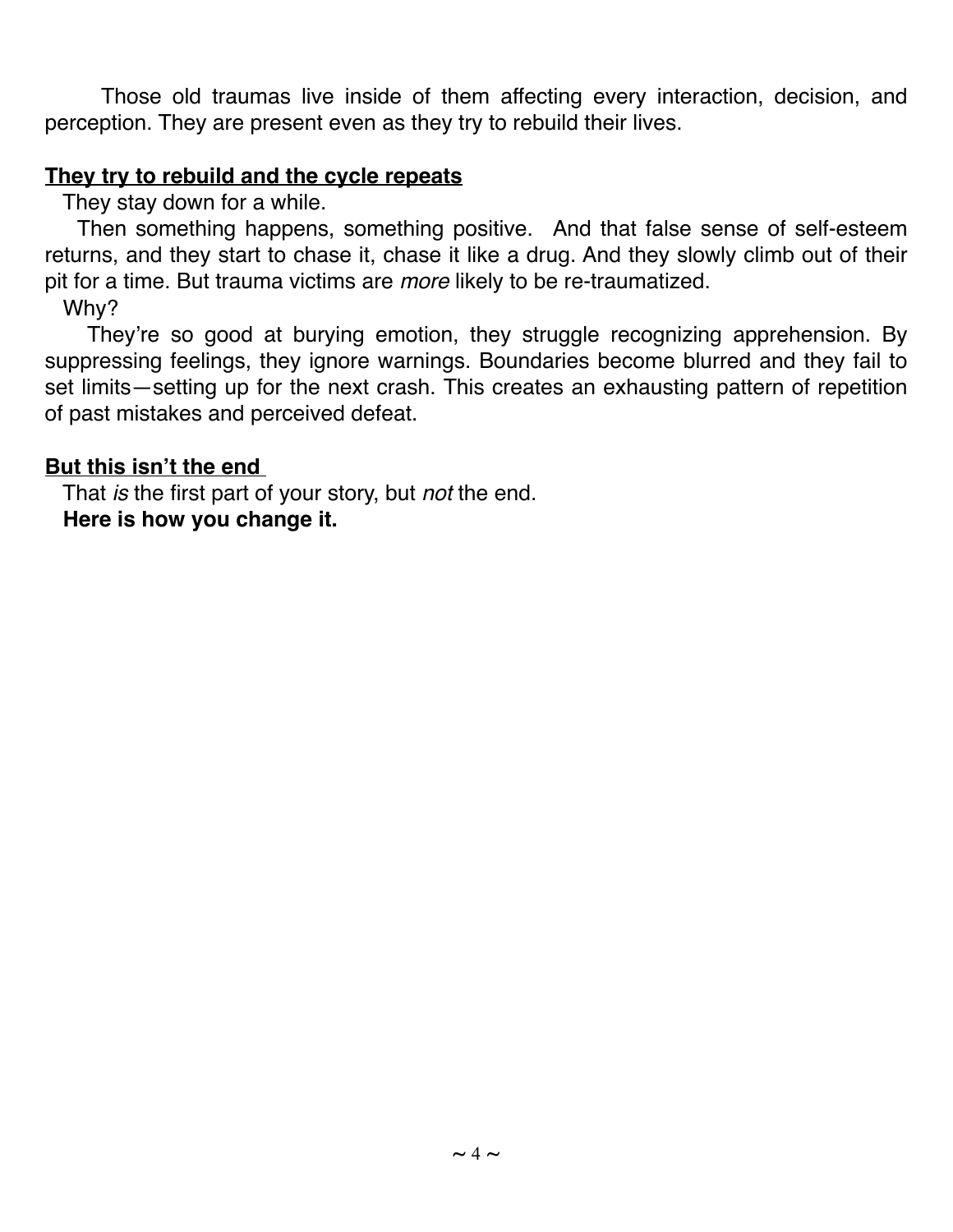Those old traumas live inside of them affecting every interaction, decision, and perception. They are present even as they try to rebuild their lives.

## They try to rebuild and the cycle repeats

They stay down for a while.

Then something happens, something positive. And that false sense of self-esteem returns, and they start to chase it, chase it like a drug. And they slowly climb out of their pit for a time. But trauma victims are *more* likely to be re-traumatized.

Why?

They're so good at burying emotion, they struggle recognizing apprehension. By suppressing feelings, they ignore warnings. Boundaries become blurred and they fail to set limits—setting up for the next crash. This creates an exhausting pattern of repetition of past mistakes and perceived defeat.

## But this isn't the end

That *is* the first part of your story, but *not* the end.

**Here is how you change it.**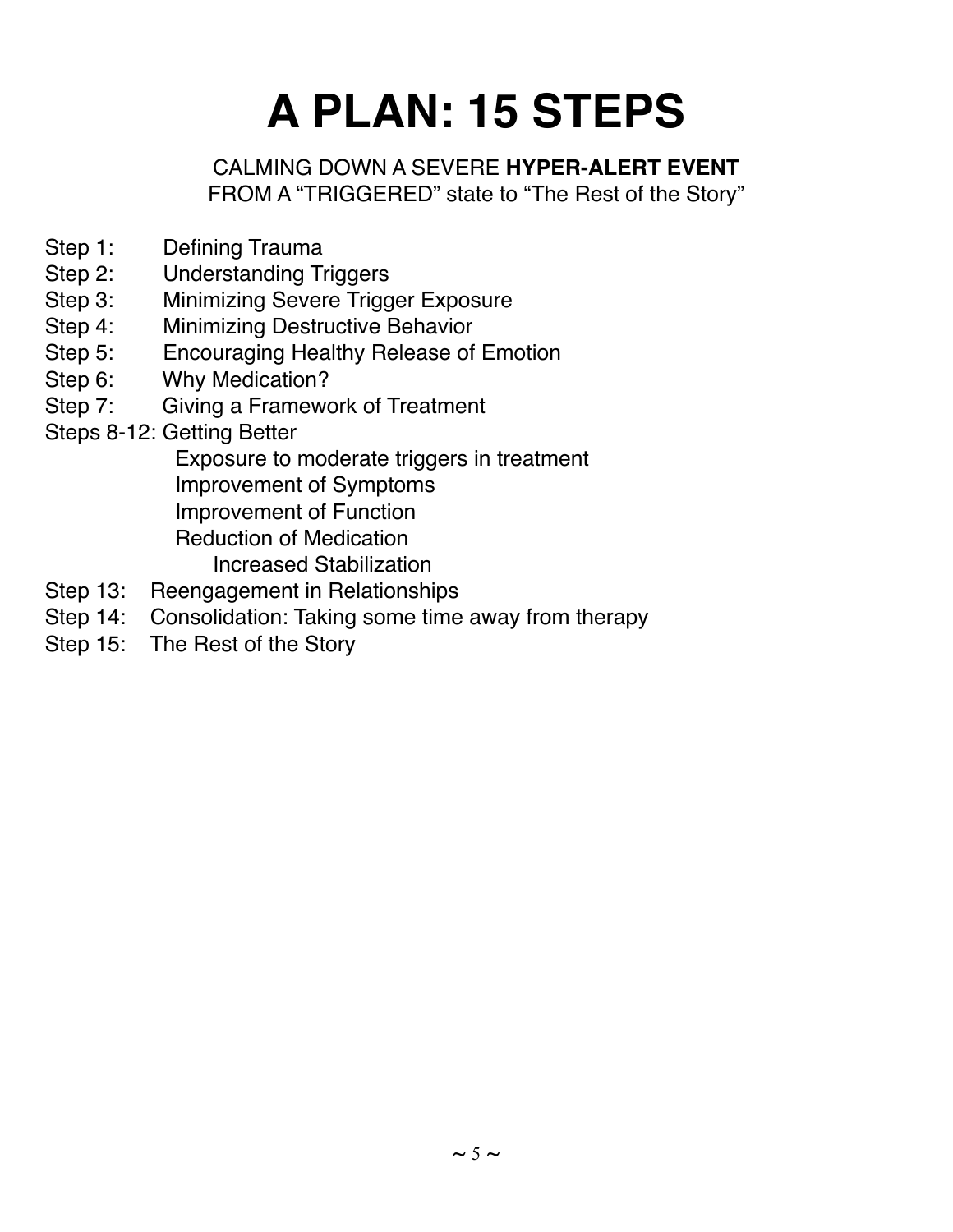# A PLAN: 15 STEPS

CALMING DOWN A SEVERE **HYPER-ALERT EVENT**
FROM A "TRIGGERED" state to "The Rest of the Story"

- Step 1: Defining Trauma
- Step 2: Understanding Triggers
- Step 3: Minimizing Severe Trigger Exposure
- Step 4: Minimizing Destructive Behavior
- Step 5: Encouraging Healthy Release of Emotion
- Step 6: Why Medication?
- Step 7: Giving a Framework of Treatment
- Steps 8-12: Getting Better
  - Exposure to moderate triggers in treatment
  - Improvement of Symptoms
  - Improvement of Function
  - Reduction of Medication
    - Increased Stabilization
- Step 13: Reengagement in Relationships
- Step 14: Consolidation: Taking some time away from therapy
- Step 15: The Rest of the Story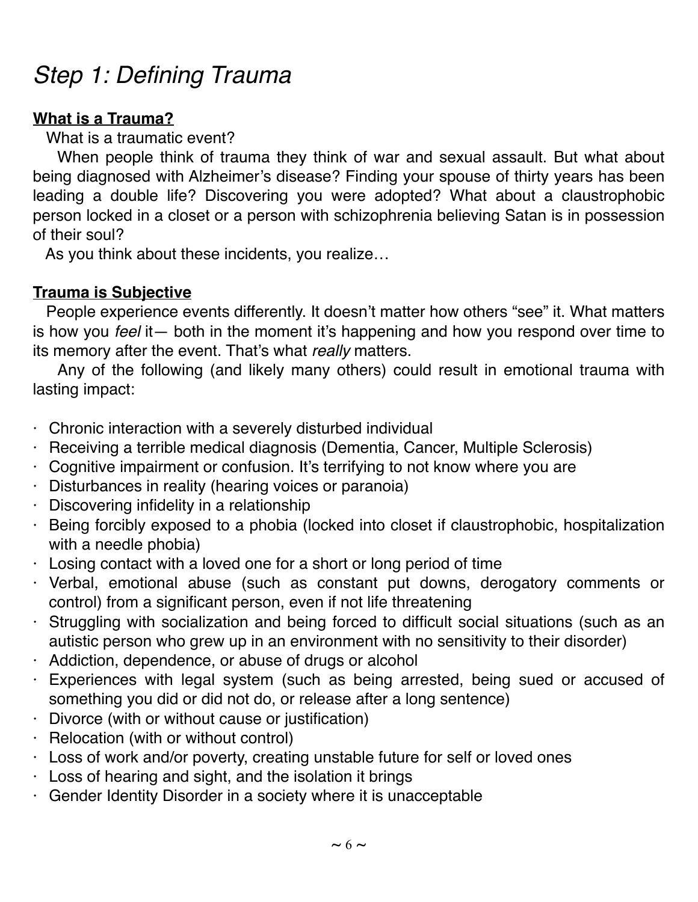# *Step 1: Defining Trauma*

**What is a Trauma?**

What is a traumatic event?

When people think of trauma they think of war and sexual assault. But what about being diagnosed with Alzheimer's disease? Finding your spouse of thirty years has been leading a double life? Discovering you were adopted? What about a claustrophobic person locked in a closet or a person with schizophrenia believing Satan is in possession of their soul?

As you think about these incidents, you realize…

**Trauma is Subjective**

People experience events differently. It doesn't matter how others "see" it. What matters is how you *feel* it— both in the moment it's happening and how you respond over time to its memory after the event. That's what *really* matters.

Any of the following (and likely many others) could result in emotional trauma with lasting impact:

- Chronic interaction with a severely disturbed individual
- Receiving a terrible medical diagnosis (Dementia, Cancer, Multiple Sclerosis)
- Cognitive impairment or confusion. It's terrifying to not know where you are
- Disturbances in reality (hearing voices or paranoia)
- Discovering infidelity in a relationship
- Being forcibly exposed to a phobia (locked into closet if claustrophobic, hospitalization with a needle phobia)
- Losing contact with a loved one for a short or long period of time
- Verbal, emotional abuse (such as constant put downs, derogatory comments or control) from a significant person, even if not life threatening
- Struggling with socialization and being forced to difficult social situations (such as an autistic person who grew up in an environment with no sensitivity to their disorder)
- Addiction, dependence, or abuse of drugs or alcohol
- Experiences with legal system (such as being arrested, being sued or accused of something you did or did not do, or release after a long sentence)
- Divorce (with or without cause or justification)
- Relocation (with or without control)
- Loss of work and/or poverty, creating unstable future for self or loved ones
- Loss of hearing and sight, and the isolation it brings
- Gender Identity Disorder in a society where it is unacceptable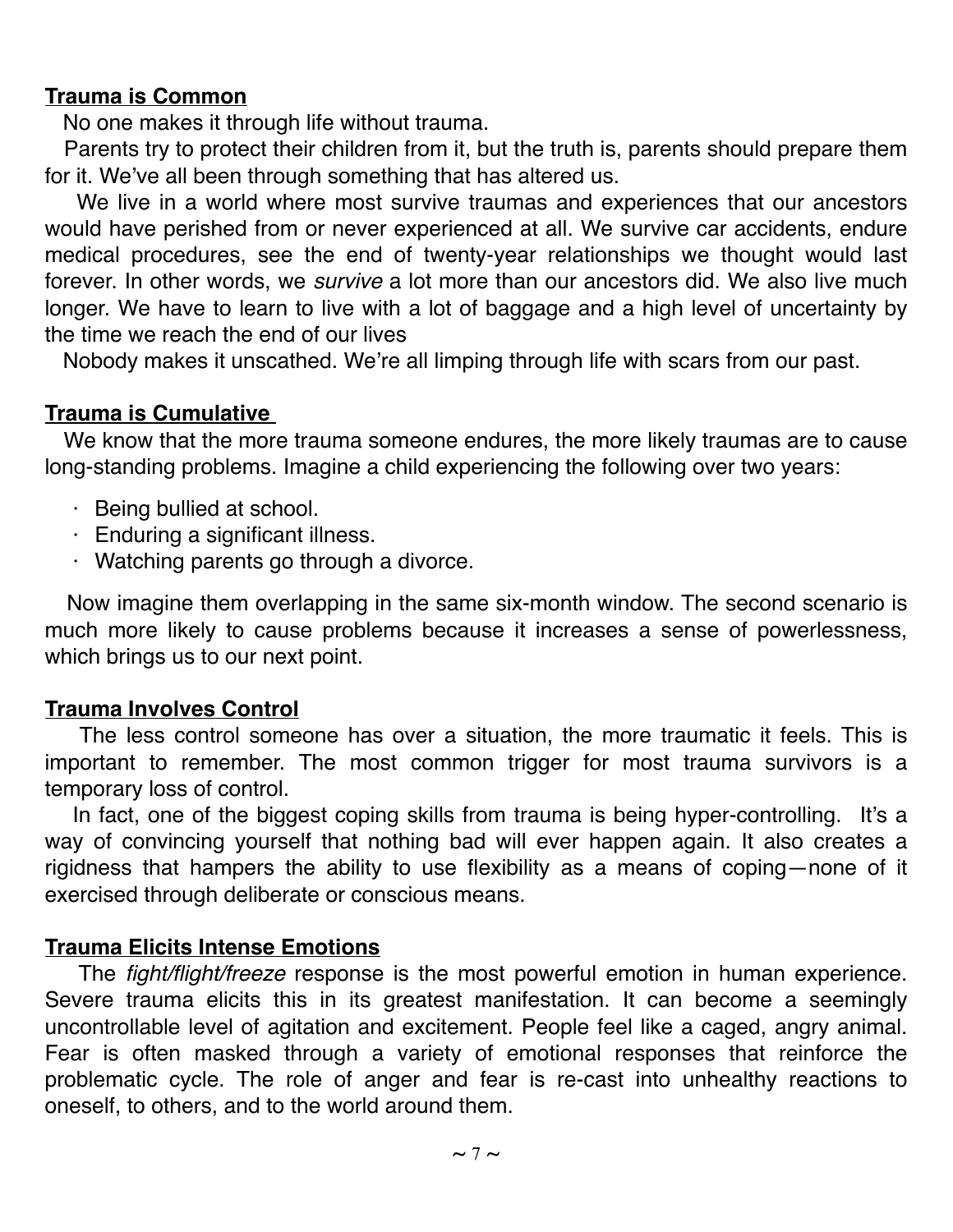**Trauma is Common**

No one makes it through life without trauma.

Parents try to protect their children from it, but the truth is, parents should prepare them for it. We've all been through something that has altered us.

We live in a world where most survive traumas and experiences that our ancestors would have perished from or never experienced at all. We survive car accidents, endure medical procedures, see the end of twenty-year relationships we thought would last forever. In other words, we *survive* a lot more than our ancestors did. We also live much longer. We have to learn to live with a lot of baggage and a high level of uncertainty by the time we reach the end of our lives

Nobody makes it unscathed. We're all limping through life with scars from our past.

**Trauma is Cumulative**

We know that the more trauma someone endures, the more likely traumas are to cause long-standing problems. Imagine a child experiencing the following over two years:

- Being bullied at school.
- Enduring a significant illness.
- Watching parents go through a divorce.

Now imagine them overlapping in the same six-month window. The second scenario is much more likely to cause problems because it increases a sense of powerlessness, which brings us to our next point.

**Trauma Involves Control**

The less control someone has over a situation, the more traumatic it feels. This is important to remember. The most common trigger for most trauma survivors is a temporary loss of control.

In fact, one of the biggest coping skills from trauma is being hyper-controlling. It's a way of convincing yourself that nothing bad will ever happen again. It also creates a rigidness that hampers the ability to use flexibility as a means of coping—none of it exercised through deliberate or conscious means.

**Trauma Elicits Intense Emotions**

The *fight/flight/freeze* response is the most powerful emotion in human experience. Severe trauma elicits this in its greatest manifestation. It can become a seemingly uncontrollable level of agitation and excitement. People feel like a caged, angry animal. Fear is often masked through a variety of emotional responses that reinforce the problematic cycle. The role of anger and fear is re-cast into unhealthy reactions to oneself, to others, and to the world around them.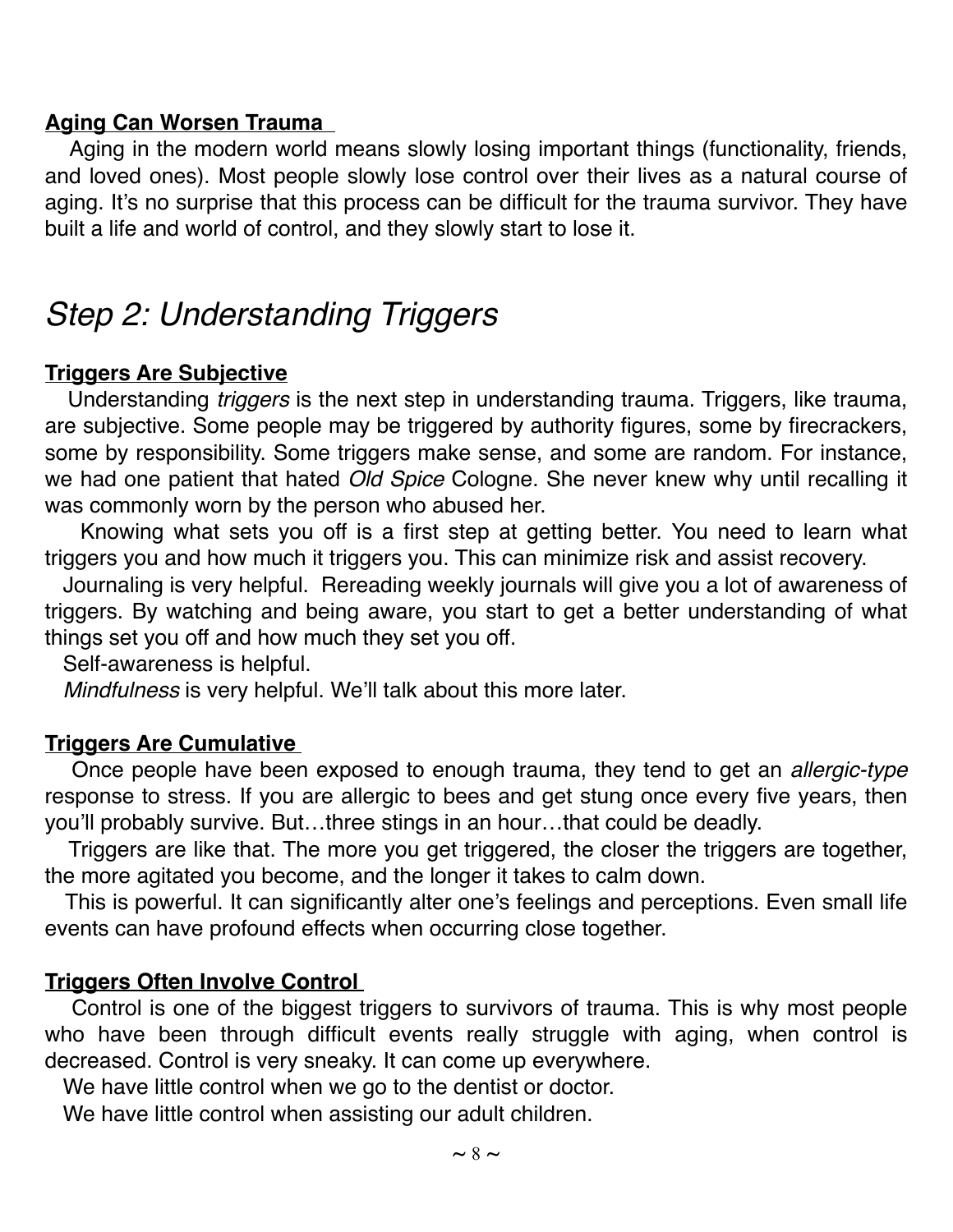**Aging Can Worsen Trauma**

Aging in the modern world means slowly losing important things (functionality, friends, and loved ones). Most people slowly lose control over their lives as a natural course of aging. It's no surprise that this process can be difficult for the trauma survivor. They have built a life and world of control, and they slowly start to lose it.

## *Step 2: Understanding Triggers*

**Triggers Are Subjective**

Understanding *triggers* is the next step in understanding trauma. Triggers, like trauma, are subjective. Some people may be triggered by authority figures, some by firecrackers, some by responsibility. Some triggers make sense, and some are random. For instance, we had one patient that hated *Old Spice* Cologne. She never knew why until recalling it was commonly worn by the person who abused her.

Knowing what sets you off is a first step at getting better. You need to learn what triggers you and how much it triggers you. This can minimize risk and assist recovery.

Journaling is very helpful. Rereading weekly journals will give you a lot of awareness of triggers. By watching and being aware, you start to get a better understanding of what things set you off and how much they set you off.

Self-awareness is helpful.

*Mindfulness* is very helpful. We'll talk about this more later.

**Triggers Are Cumulative**

Once people have been exposed to enough trauma, they tend to get an *allergic-type* response to stress. If you are allergic to bees and get stung once every five years, then you'll probably survive. But…three stings in an hour…that could be deadly.

Triggers are like that. The more you get triggered, the closer the triggers are together, the more agitated you become, and the longer it takes to calm down.

This is powerful. It can significantly alter one's feelings and perceptions. Even small life events can have profound effects when occurring close together.

**Triggers Often Involve Control**

Control is one of the biggest triggers to survivors of trauma. This is why most people who have been through difficult events really struggle with aging, when control is decreased. Control is very sneaky. It can come up everywhere.

We have little control when we go to the dentist or doctor.

We have little control when assisting our adult children.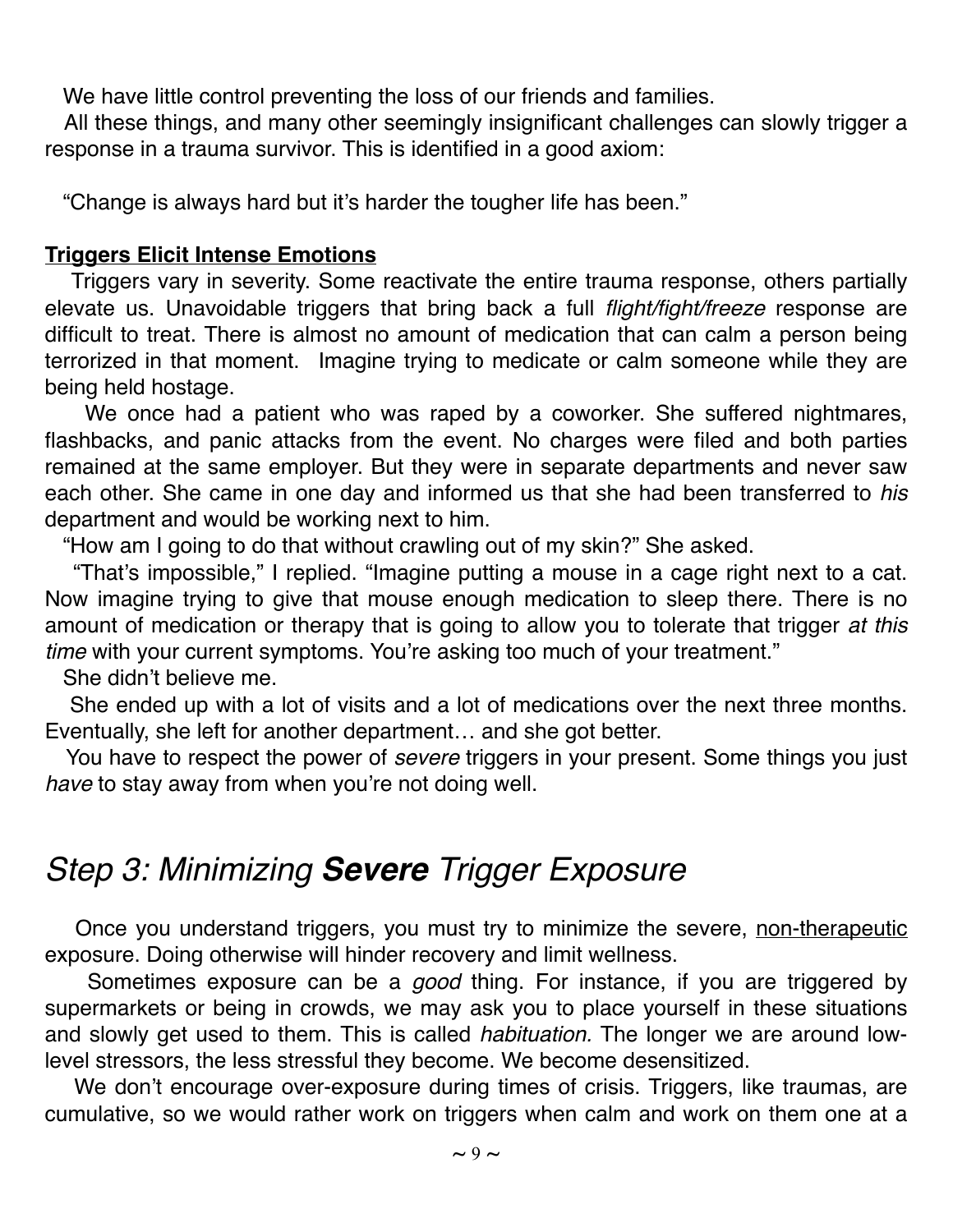We have little control preventing the loss of our friends and families.

All these things, and many other seemingly insignificant challenges can slowly trigger a response in a trauma survivor. This is identified in a good axiom:

"Change is always hard but it's harder the tougher life has been."

**Triggers Elicit Intense Emotions**

Triggers vary in severity. Some reactivate the entire trauma response, others partially elevate us. Unavoidable triggers that bring back a full *flight/fight/freeze* response are difficult to treat. There is almost no amount of medication that can calm a person being terrorized in that moment. Imagine trying to medicate or calm someone while they are being held hostage.

We once had a patient who was raped by a coworker. She suffered nightmares, flashbacks, and panic attacks from the event. No charges were filed and both parties remained at the same employer. But they were in separate departments and never saw each other. She came in one day and informed us that she had been transferred to *his* department and would be working next to him.

"How am I going to do that without crawling out of my skin?" She asked.

"That's impossible," I replied. "Imagine putting a mouse in a cage right next to a cat. Now imagine trying to give that mouse enough medication to sleep there. There is no amount of medication or therapy that is going to allow you to tolerate that trigger *at this time* with your current symptoms. You're asking too much of your treatment."

She didn't believe me.

She ended up with a lot of visits and a lot of medications over the next three months. Eventually, she left for another department… and she got better.

You have to respect the power of *severe* triggers in your present. Some things you just *have* to stay away from when you're not doing well.

## *Step 3: Minimizing **Severe** Trigger Exposure*

Once you understand triggers, you must try to minimize the severe, non-therapeutic exposure. Doing otherwise will hinder recovery and limit wellness.

Sometimes exposure can be a *good* thing. For instance, if you are triggered by supermarkets or being in crowds, we may ask you to place yourself in these situations and slowly get used to them. This is called *habituation.* The longer we are around low-level stressors, the less stressful they become. We become desensitized.

We don't encourage over-exposure during times of crisis. Triggers, like traumas, are cumulative, so we would rather work on triggers when calm and work on them one at a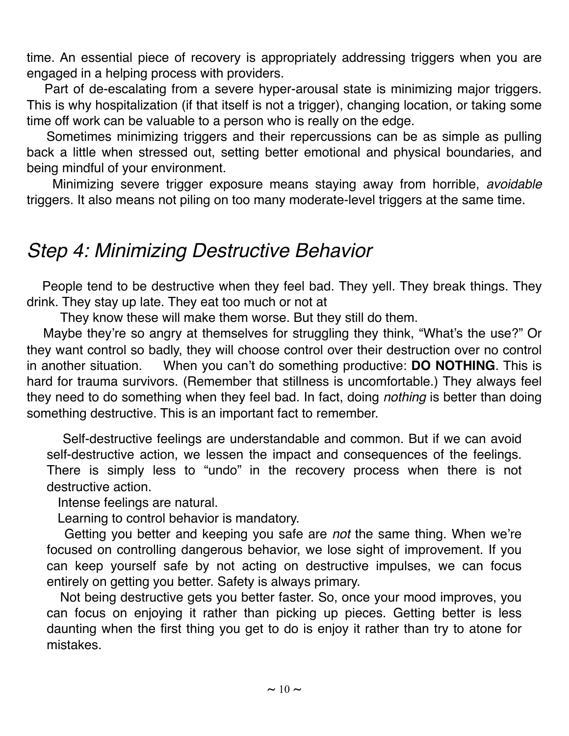time. An essential piece of recovery is appropriately addressing triggers when you are engaged in a helping process with providers.

Part of de-escalating from a severe hyper-arousal state is minimizing major triggers. This is why hospitalization (if that itself is not a trigger), changing location, or taking some time off work can be valuable to a person who is really on the edge.

Sometimes minimizing triggers and their repercussions can be as simple as pulling back a little when stressed out, setting better emotional and physical boundaries, and being mindful of your environment.

Minimizing severe trigger exposure means staying away from horrible, *avoidable* triggers. It also means not piling on too many moderate-level triggers at the same time.

## *Step 4: Minimizing Destructive Behavior*

People tend to be destructive when they feel bad. They yell. They break things. They drink. They stay up late. They eat too much or not at

They know these will make them worse. But they still do them.

Maybe they're so angry at themselves for struggling they think, "What's the use?" Or they want control so badly, they will choose control over their destruction over no control in another situation. When you can't do something productive: **DO NOTHING**. This is hard for trauma survivors. (Remember that stillness is uncomfortable.) They always feel they need to do something when they feel bad. In fact, doing *nothing* is better than doing something destructive. This is an important fact to remember.

> Self-destructive feelings are understandable and common. But if we can avoid self-destructive action, we lessen the impact and consequences of the feelings. There is simply less to "undo" in the recovery process when there is not destructive action.
>
> Intense feelings are natural.
>
> Learning to control behavior is mandatory.
>
> Getting you better and keeping you safe are *not* the same thing. When we're focused on controlling dangerous behavior, we lose sight of improvement. If you can keep yourself safe by not acting on destructive impulses, we can focus entirely on getting you better. Safety is always primary.
>
> Not being destructive gets you better faster. So, once your mood improves, you can focus on enjoying it rather than picking up pieces. Getting better is less daunting when the first thing you get to do is enjoy it rather than try to atone for mistakes.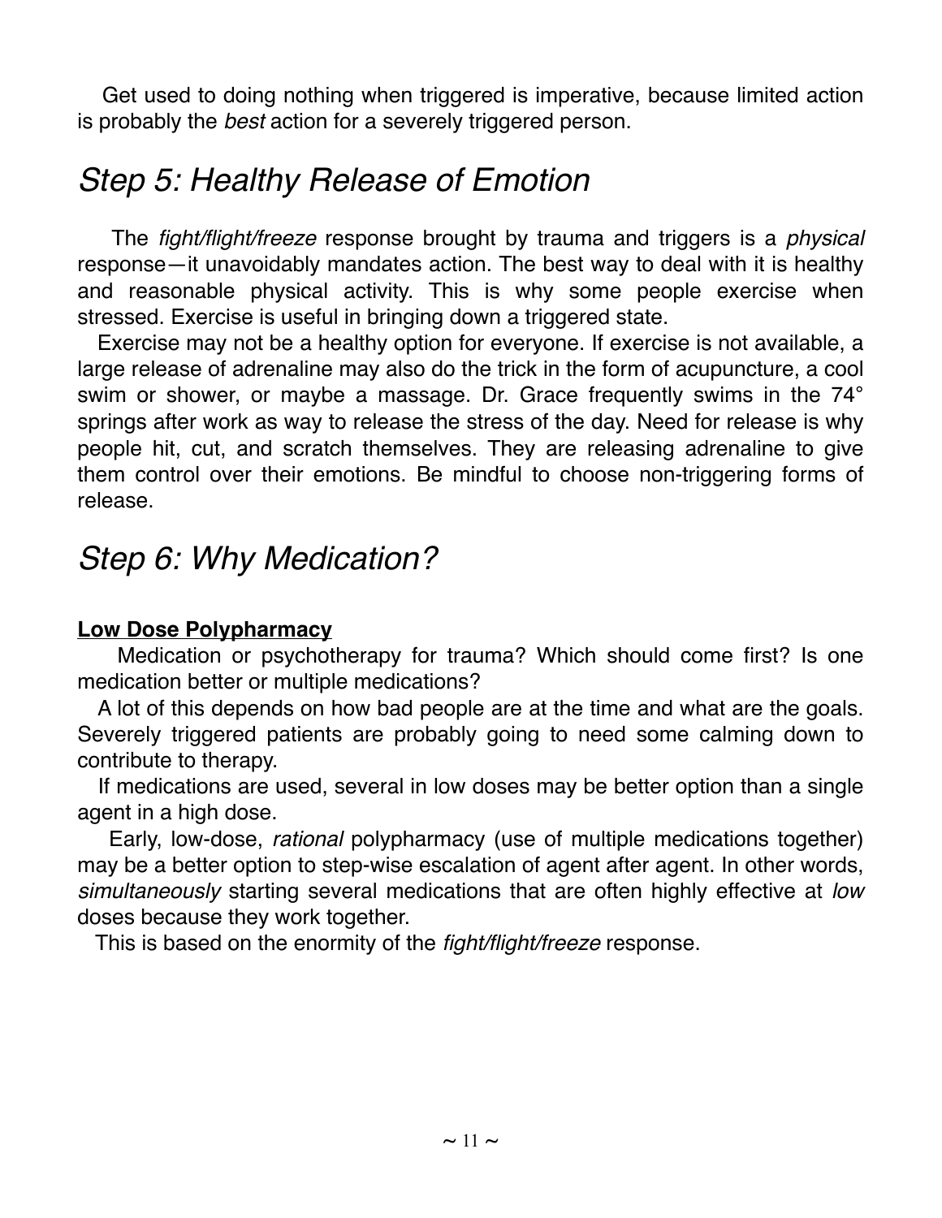Get used to doing nothing when triggered is imperative, because limited action is probably the *best* action for a severely triggered person.

## *Step 5: Healthy Release of Emotion*

The *fight/flight/freeze* response brought by trauma and triggers is a *physical* response—it unavoidably mandates action. The best way to deal with it is healthy and reasonable physical activity. This is why some people exercise when stressed. Exercise is useful in bringing down a triggered state.

Exercise may not be a healthy option for everyone. If exercise is not available, a large release of adrenaline may also do the trick in the form of acupuncture, a cool swim or shower, or maybe a massage. Dr. Grace frequently swims in the 74° springs after work as way to release the stress of the day. Need for release is why people hit, cut, and scratch themselves. They are releasing adrenaline to give them control over their emotions. Be mindful to choose non-triggering forms of release.

## *Step 6: Why Medication?*

**Low Dose Polypharmacy**

Medication or psychotherapy for trauma? Which should come first? Is one medication better or multiple medications?

A lot of this depends on how bad people are at the time and what are the goals. Severely triggered patients are probably going to need some calming down to contribute to therapy.

If medications are used, several in low doses may be better option than a single agent in a high dose.

Early, low-dose, *rational* polypharmacy (use of multiple medications together) may be a better option to step-wise escalation of agent after agent. In other words, *simultaneously* starting several medications that are often highly effective at *low* doses because they work together.

This is based on the enormity of the *fight/flight/freeze* response.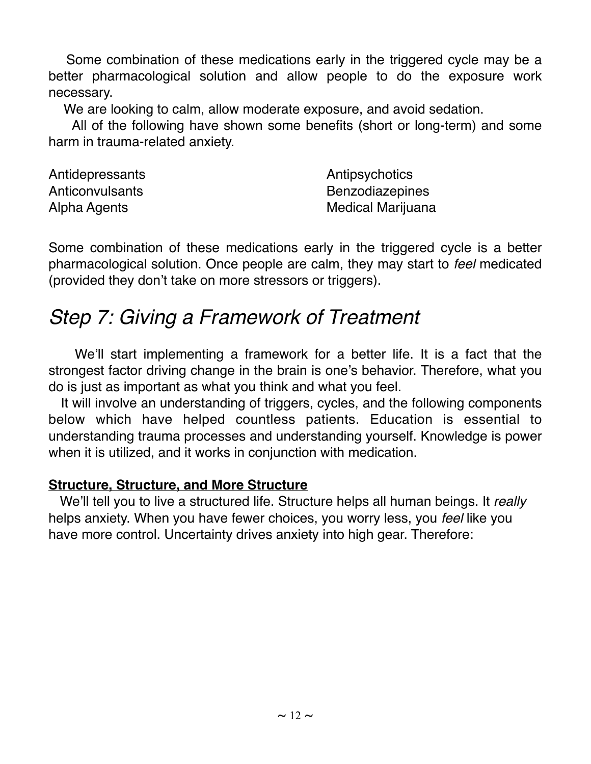Some combination of these medications early in the triggered cycle may be a better pharmacological solution and allow people to do the exposure work necessary.

We are looking to calm, allow moderate exposure, and avoid sedation.

All of the following have shown some benefits (short or long-term) and some harm in trauma-related anxiety.

- Antidepressants
- Anticonvulsants
- Alpha Agents
- Antipsychotics
- Benzodiazepines
- Medical Marijuana

Some combination of these medications early in the triggered cycle is a better pharmacological solution. Once people are calm, they may start to *feel* medicated (provided they don't take on more stressors or triggers).

## *Step 7: Giving a Framework of Treatment*

We'll start implementing a framework for a better life. It is a fact that the strongest factor driving change in the brain is one's behavior. Therefore, what you do is just as important as what you think and what you feel.

It will involve an understanding of triggers, cycles, and the following components below which have helped countless patients. Education is essential to understanding trauma processes and understanding yourself. Knowledge is power when it is utilized, and it works in conjunction with medication.

**<u>Structure, Structure, and More Structure</u>**

We'll tell you to live a structured life. Structure helps all human beings. It *really* helps anxiety. When you have fewer choices, you worry less, you *feel* like you have more control. Uncertainty drives anxiety into high gear. Therefore: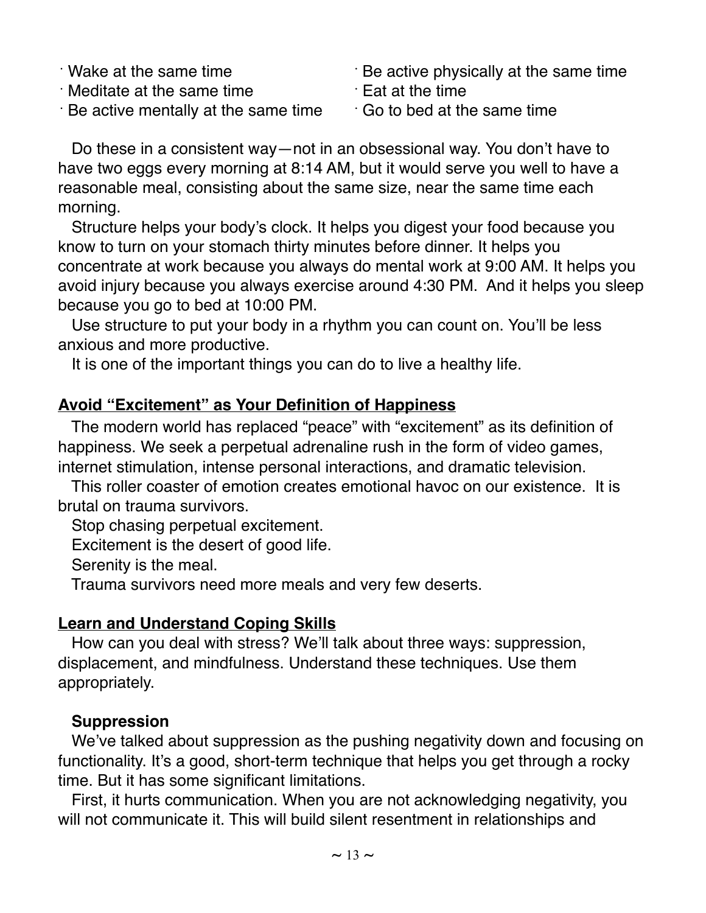- Wake at the same time
- Meditate at the same time
- Be active mentally at the same time
- Be active physically at the same time
- Eat at the time
- Go to bed at the same time

Do these in a consistent way—not in an obsessional way. You don't have to have two eggs every morning at 8:14 AM, but it would serve you well to have a reasonable meal, consisting about the same size, near the same time each morning.

Structure helps your body's clock. It helps you digest your food because you know to turn on your stomach thirty minutes before dinner. It helps you concentrate at work because you always do mental work at 9:00 AM. It helps you avoid injury because you always exercise around 4:30 PM. And it helps you sleep because you go to bed at 10:00 PM.

Use structure to put your body in a rhythm you can count on. You'll be less anxious and more productive.

It is one of the important things you can do to live a healthy life.

## Avoid "Excitement" as Your Definition of Happiness

The modern world has replaced "peace" with "excitement" as its definition of happiness. We seek a perpetual adrenaline rush in the form of video games, internet stimulation, intense personal interactions, and dramatic television.

This roller coaster of emotion creates emotional havoc on our existence. It is brutal on trauma survivors.

Stop chasing perpetual excitement.

Excitement is the desert of good life.

Serenity is the meal.

Trauma survivors need more meals and very few deserts.

## Learn and Understand Coping Skills

How can you deal with stress? We'll talk about three ways: suppression, displacement, and mindfulness. Understand these techniques. Use them appropriately.

### Suppression

We've talked about suppression as the pushing negativity down and focusing on functionality. It's a good, short-term technique that helps you get through a rocky time. But it has some significant limitations.

First, it hurts communication. When you are not acknowledging negativity, you will not communicate it. This will build silent resentment in relationships and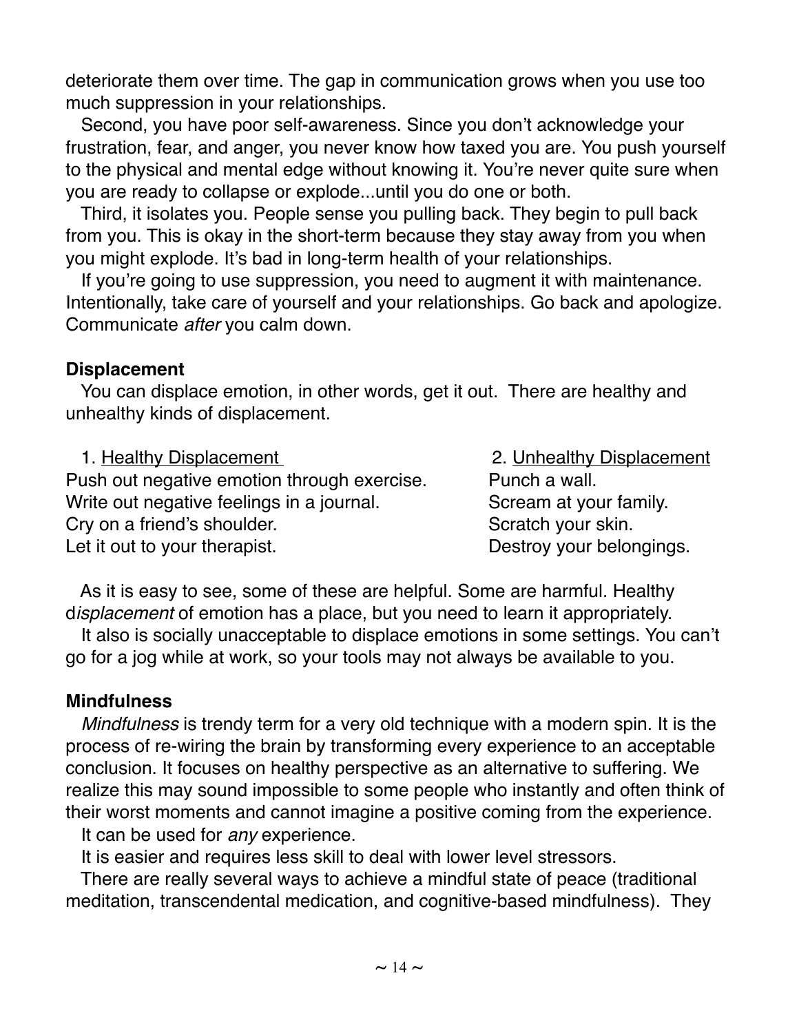deteriorate them over time. The gap in communication grows when you use too much suppression in your relationships.

Second, you have poor self-awareness. Since you don't acknowledge your frustration, fear, and anger, you never know how taxed you are. You push yourself to the physical and mental edge without knowing it. You're never quite sure when you are ready to collapse or explode...until you do one or both.

Third, it isolates you. People sense you pulling back. They begin to pull back from you. This is okay in the short-term because they stay away from you when you might explode. It's bad in long-term health of your relationships.

If you're going to use suppression, you need to augment it with maintenance. Intentionally, take care of yourself and your relationships. Go back and apologize. Communicate *after* you calm down.

**Displacement**

You can displace emotion, in other words, get it out. There are healthy and unhealthy kinds of displacement.

| 1. Healthy Displacement | 2. Unhealthy Displacement |
| --- | --- |
| Push out negative emotion through exercise. | Punch a wall. |
| Write out negative feelings in a journal. | Scream at your family. |
| Cry on a friend's shoulder. | Scratch your skin. |
| Let it out to your therapist. | Destroy your belongings. |

As it is easy to see, some of these are helpful. Some are harmful. Healthy d*isplacement* of emotion has a place, but you need to learn it appropriately.

It also is socially unacceptable to displace emotions in some settings. You can't go for a jog while at work, so your tools may not always be available to you.

**Mindfulness**

*Mindfulness* is trendy term for a very old technique with a modern spin. It is the process of re-wiring the brain by transforming every experience to an acceptable conclusion. It focuses on healthy perspective as an alternative to suffering. We realize this may sound impossible to some people who instantly and often think of their worst moments and cannot imagine a positive coming from the experience.

It can be used for *any* experience.

It is easier and requires less skill to deal with lower level stressors.

There are really several ways to achieve a mindful state of peace (traditional meditation, transcendental medication, and cognitive-based mindfulness). They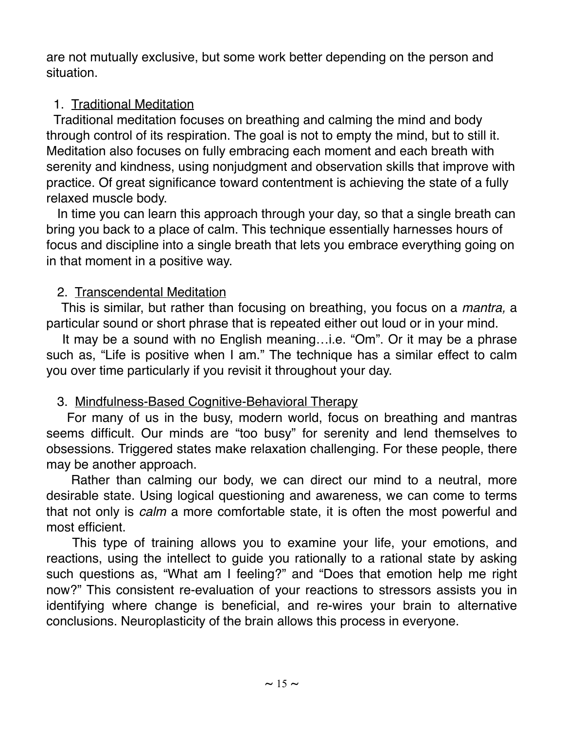are not mutually exclusive, but some work better depending on the person and situation.

1. Traditional Meditation

Traditional meditation focuses on breathing and calming the mind and body through control of its respiration. The goal is not to empty the mind, but to still it. Meditation also focuses on fully embracing each moment and each breath with serenity and kindness, using nonjudgment and observation skills that improve with practice. Of great significance toward contentment is achieving the state of a fully relaxed muscle body.

In time you can learn this approach through your day, so that a single breath can bring you back to a place of calm. This technique essentially harnesses hours of focus and discipline into a single breath that lets you embrace everything going on in that moment in a positive way.

2. Transcendental Meditation

This is similar, but rather than focusing on breathing, you focus on a *mantra,* a particular sound or short phrase that is repeated either out loud or in your mind.

It may be a sound with no English meaning…i.e. "Om". Or it may be a phrase such as, "Life is positive when I am." The technique has a similar effect to calm you over time particularly if you revisit it throughout your day.

3. Mindfulness-Based Cognitive-Behavioral Therapy

For many of us in the busy, modern world, focus on breathing and mantras seems difficult. Our minds are "too busy" for serenity and lend themselves to obsessions. Triggered states make relaxation challenging. For these people, there may be another approach.

Rather than calming our body, we can direct our mind to a neutral, more desirable state. Using logical questioning and awareness, we can come to terms that not only is *calm* a more comfortable state, it is often the most powerful and most efficient.

This type of training allows you to examine your life, your emotions, and reactions, using the intellect to guide you rationally to a rational state by asking such questions as, "What am I feeling?" and "Does that emotion help me right now?" This consistent re-evaluation of your reactions to stressors assists you in identifying where change is beneficial, and re-wires your brain to alternative conclusions. Neuroplasticity of the brain allows this process in everyone.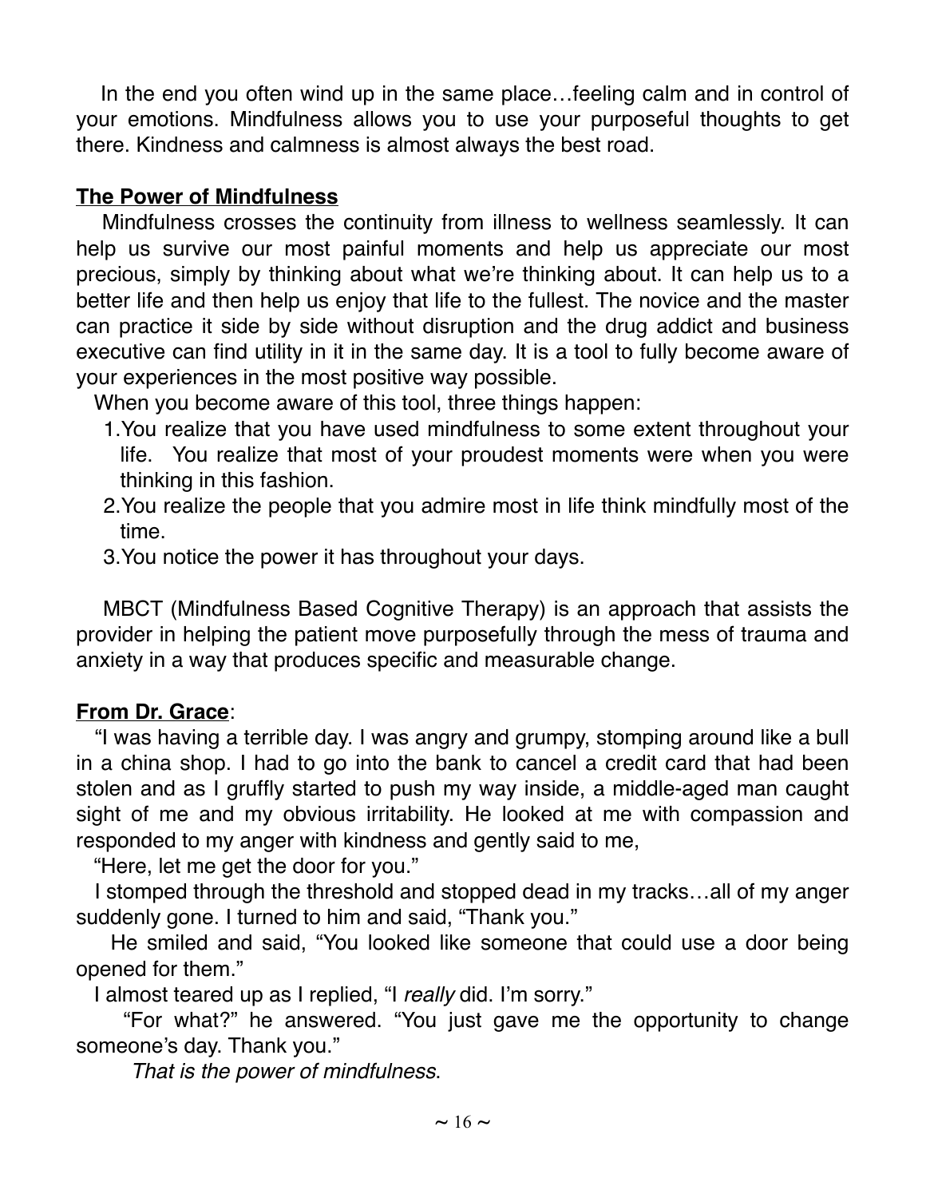In the end you often wind up in the same place…feeling calm and in control of your emotions. Mindfulness allows you to use your purposeful thoughts to get there. Kindness and calmness is almost always the best road.

**The Power of Mindfulness**

Mindfulness crosses the continuity from illness to wellness seamlessly. It can help us survive our most painful moments and help us appreciate our most precious, simply by thinking about what we're thinking about. It can help us to a better life and then help us enjoy that life to the fullest. The novice and the master can practice it side by side without disruption and the drug addict and business executive can find utility in it in the same day. It is a tool to fully become aware of your experiences in the most positive way possible.

When you become aware of this tool, three things happen:

1. You realize that you have used mindfulness to some extent throughout your life. You realize that most of your proudest moments were when you were thinking in this fashion.
2. You realize the people that you admire most in life think mindfully most of the time.
3. You notice the power it has throughout your days.

MBCT (Mindfulness Based Cognitive Therapy) is an approach that assists the provider in helping the patient move purposefully through the mess of trauma and anxiety in a way that produces specific and measurable change.

**From Dr. Grace**:

"I was having a terrible day. I was angry and grumpy, stomping around like a bull in a china shop. I had to go into the bank to cancel a credit card that had been stolen and as I gruffly started to push my way inside, a middle-aged man caught sight of me and my obvious irritability. He looked at me with compassion and responded to my anger with kindness and gently said to me,

"Here, let me get the door for you."

I stomped through the threshold and stopped dead in my tracks…all of my anger suddenly gone. I turned to him and said, "Thank you."

He smiled and said, "You looked like someone that could use a door being opened for them."

I almost teared up as I replied, "I *really* did. I'm sorry."

"For what?" he answered. "You just gave me the opportunity to change someone's day. Thank you."

*That is the power of mindfulness*.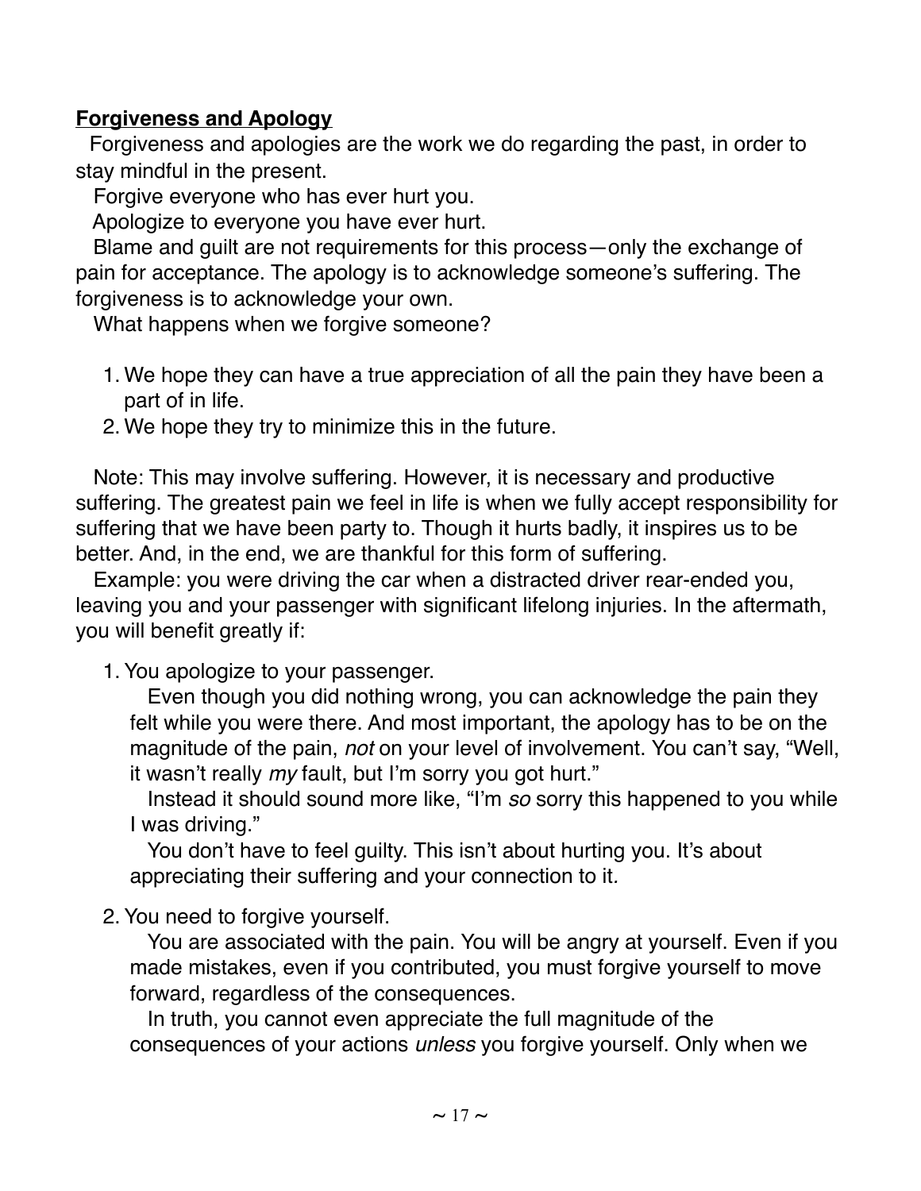**Forgiveness and Apology**

Forgiveness and apologies are the work we do regarding the past, in order to stay mindful in the present.

Forgive everyone who has ever hurt you.

Apologize to everyone you have ever hurt.

Blame and guilt are not requirements for this process—only the exchange of pain for acceptance. The apology is to acknowledge someone's suffering. The forgiveness is to acknowledge your own.

What happens when we forgive someone?

1. We hope they can have a true appreciation of all the pain they have been a part of in life.
2. We hope they try to minimize this in the future.

Note: This may involve suffering. However, it is necessary and productive suffering. The greatest pain we feel in life is when we fully accept responsibility for suffering that we have been party to. Though it hurts badly, it inspires us to be better. And, in the end, we are thankful for this form of suffering.

Example: you were driving the car when a distracted driver rear-ended you, leaving you and your passenger with significant lifelong injuries. In the aftermath, you will benefit greatly if:

1. You apologize to your passenger.

   Even though you did nothing wrong, you can acknowledge the pain they felt while you were there. And most important, the apology has to be on the magnitude of the pain, *not* on your level of involvement. You can't say, "Well, it wasn't really *my* fault, but I'm sorry you got hurt."

   Instead it should sound more like, "I'm *so* sorry this happened to you while I was driving."

   You don't have to feel guilty. This isn't about hurting you. It's about appreciating their suffering and your connection to it.

2. You need to forgive yourself.

   You are associated with the pain. You will be angry at yourself. Even if you made mistakes, even if you contributed, you must forgive yourself to move forward, regardless of the consequences.

   In truth, you cannot even appreciate the full magnitude of the consequences of your actions *unless* you forgive yourself. Only when we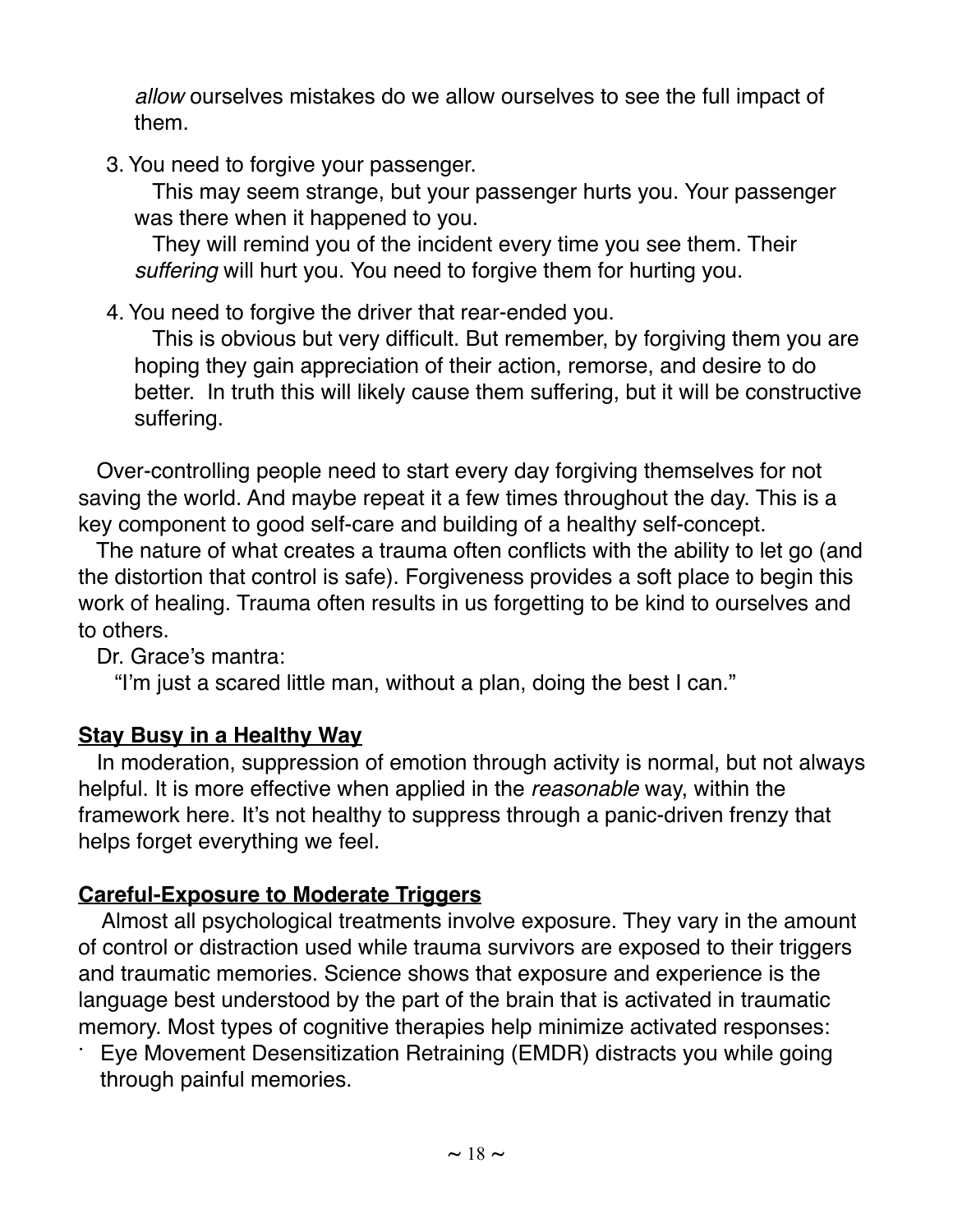*allow* ourselves mistakes do we allow ourselves to see the full impact of them.

3. You need to forgive your passenger.

   This may seem strange, but your passenger hurts you. Your passenger was there when it happened to you.

   They will remind you of the incident every time you see them. Their *suffering* will hurt you. You need to forgive them for hurting you.

4. You need to forgive the driver that rear-ended you.

   This is obvious but very difficult. But remember, by forgiving them you are hoping they gain appreciation of their action, remorse, and desire to do better. In truth this will likely cause them suffering, but it will be constructive suffering.

Over-controlling people need to start every day forgiving themselves for not saving the world. And maybe repeat it a few times throughout the day. This is a key component to good self-care and building of a healthy self-concept.

The nature of what creates a trauma often conflicts with the ability to let go (and the distortion that control is safe). Forgiveness provides a soft place to begin this work of healing. Trauma often results in us forgetting to be kind to ourselves and to others.

Dr. Grace's mantra:

"I'm just a scared little man, without a plan, doing the best I can."

**Stay Busy in a Healthy Way**

In moderation, suppression of emotion through activity is normal, but not always helpful. It is more effective when applied in the *reasonable* way, within the framework here. It's not healthy to suppress through a panic-driven frenzy that helps forget everything we feel.

**Careful-Exposure to Moderate Triggers**

Almost all psychological treatments involve exposure. They vary in the amount of control or distraction used while trauma survivors are exposed to their triggers and traumatic memories. Science shows that exposure and experience is the language best understood by the part of the brain that is activated in traumatic memory. Most types of cognitive therapies help minimize activated responses:

- Eye Movement Desensitization Retraining (EMDR) distracts you while going through painful memories.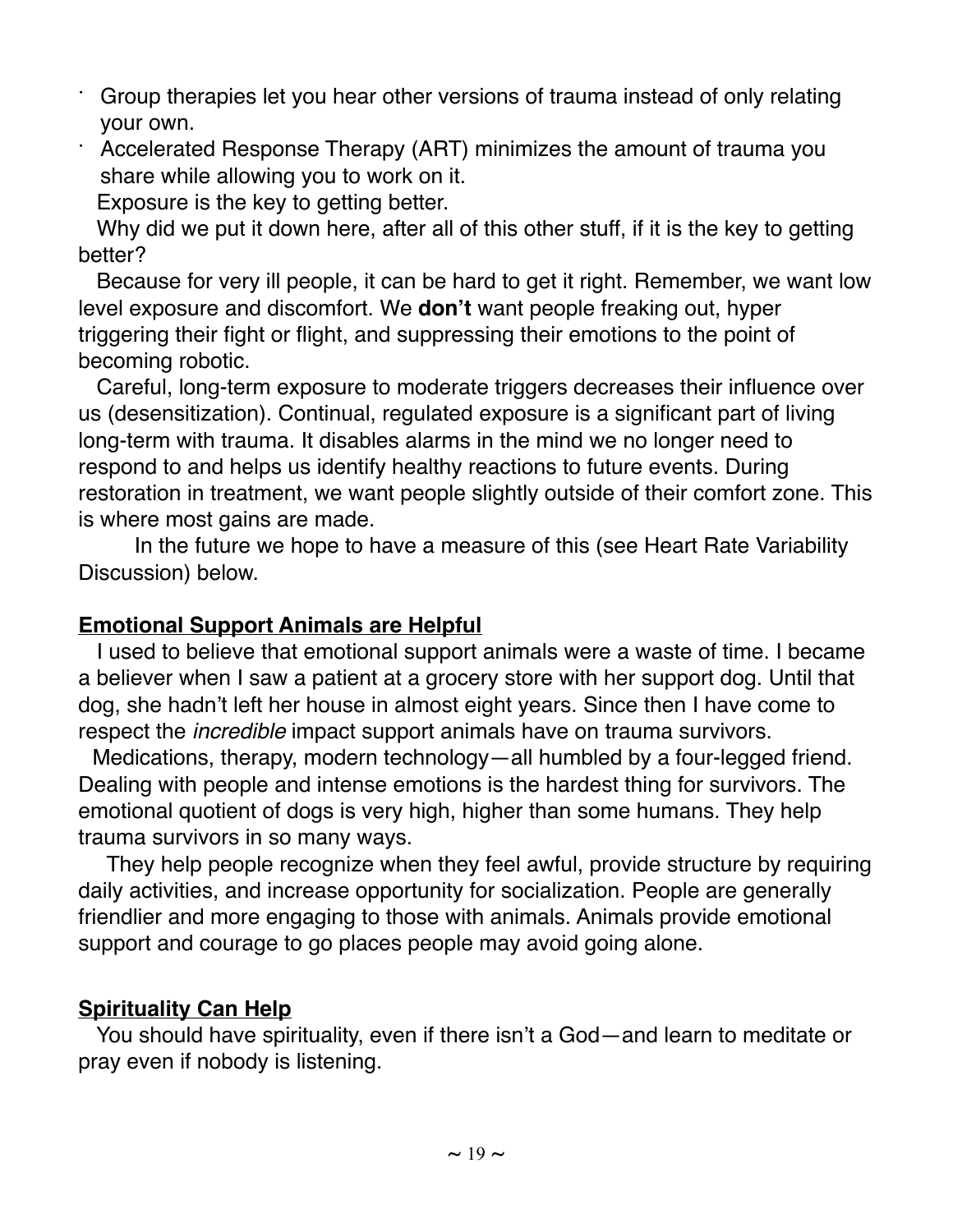- Group therapies let you hear other versions of trauma instead of only relating your own.
- Accelerated Response Therapy (ART) minimizes the amount of trauma you share while allowing you to work on it.

Exposure is the key to getting better.

Why did we put it down here, after all of this other stuff, if it is the key to getting better?

Because for very ill people, it can be hard to get it right. Remember, we want low level exposure and discomfort. We **don't** want people freaking out, hyper triggering their fight or flight, and suppressing their emotions to the point of becoming robotic.

Careful, long-term exposure to moderate triggers decreases their influence over us (desensitization). Continual, regulated exposure is a significant part of living long-term with trauma. It disables alarms in the mind we no longer need to respond to and helps us identify healthy reactions to future events. During restoration in treatment, we want people slightly outside of their comfort zone. This is where most gains are made.

In the future we hope to have a measure of this (see Heart Rate Variability Discussion) below.

## Emotional Support Animals are Helpful

I used to believe that emotional support animals were a waste of time. I became a believer when I saw a patient at a grocery store with her support dog. Until that dog, she hadn't left her house in almost eight years. Since then I have come to respect the *incredible* impact support animals have on trauma survivors.

Medications, therapy, modern technology—all humbled by a four-legged friend. Dealing with people and intense emotions is the hardest thing for survivors. The emotional quotient of dogs is very high, higher than some humans. They help trauma survivors in so many ways.

They help people recognize when they feel awful, provide structure by requiring daily activities, and increase opportunity for socialization. People are generally friendlier and more engaging to those with animals. Animals provide emotional support and courage to go places people may avoid going alone.

## Spirituality Can Help

You should have spirituality, even if there isn't a God—and learn to meditate or pray even if nobody is listening.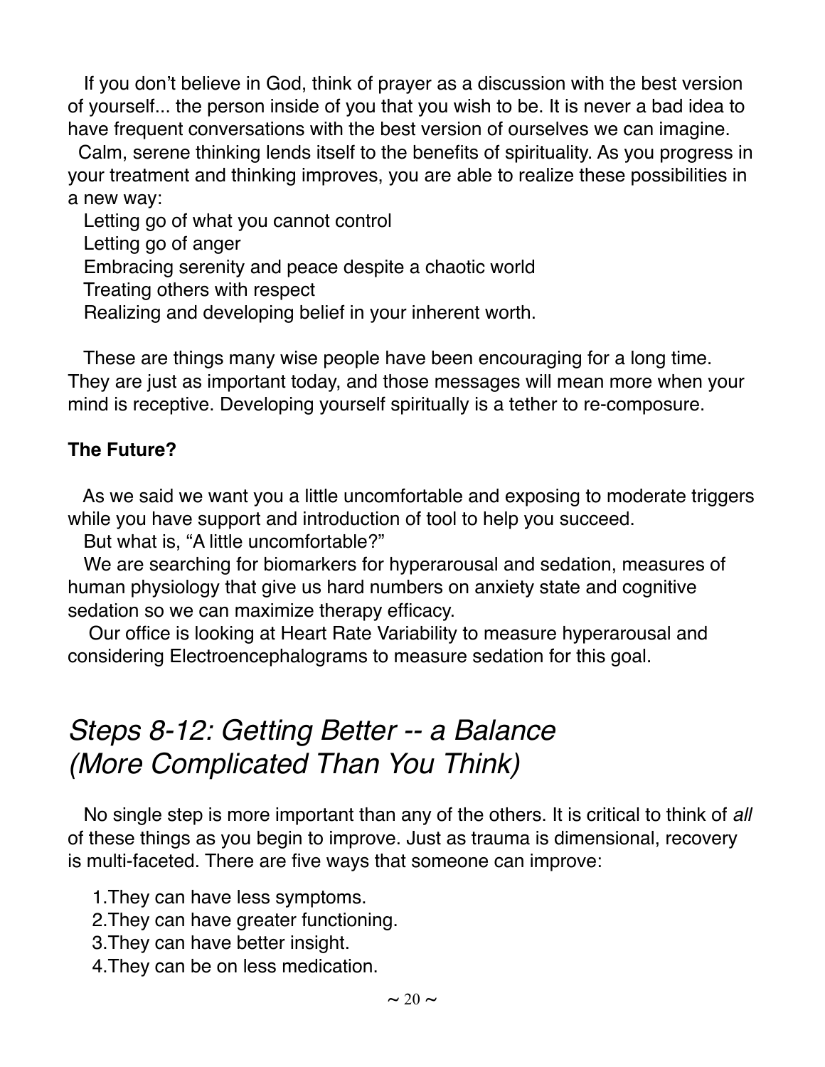If you don't believe in God, think of prayer as a discussion with the best version of yourself... the person inside of you that you wish to be. It is never a bad idea to have frequent conversations with the best version of ourselves we can imagine.

Calm, serene thinking lends itself to the benefits of spirituality. As you progress in your treatment and thinking improves, you are able to realize these possibilities in a new way:

Letting go of what you cannot control
Letting go of anger
Embracing serenity and peace despite a chaotic world
Treating others with respect
Realizing and developing belief in your inherent worth.

These are things many wise people have been encouraging for a long time. They are just as important today, and those messages will mean more when your mind is receptive. Developing yourself spiritually is a tether to re-composure.

**The Future?**

As we said we want you a little uncomfortable and exposing to moderate triggers while you have support and introduction of tool to help you succeed.

But what is, "A little uncomfortable?"

We are searching for biomarkers for hyperarousal and sedation, measures of human physiology that give us hard numbers on anxiety state and cognitive sedation so we can maximize therapy efficacy.

Our office is looking at Heart Rate Variability to measure hyperarousal and considering Electroencephalograms to measure sedation for this goal.

## *Steps 8-12: Getting Better -- a Balance (More Complicated Than You Think)*

No single step is more important than any of the others. It is critical to think of *all* of these things as you begin to improve. Just as trauma is dimensional, recovery is multi-faceted. There are five ways that someone can improve:

1. They can have less symptoms.
2. They can have greater functioning.
3. They can have better insight.
4. They can be on less medication.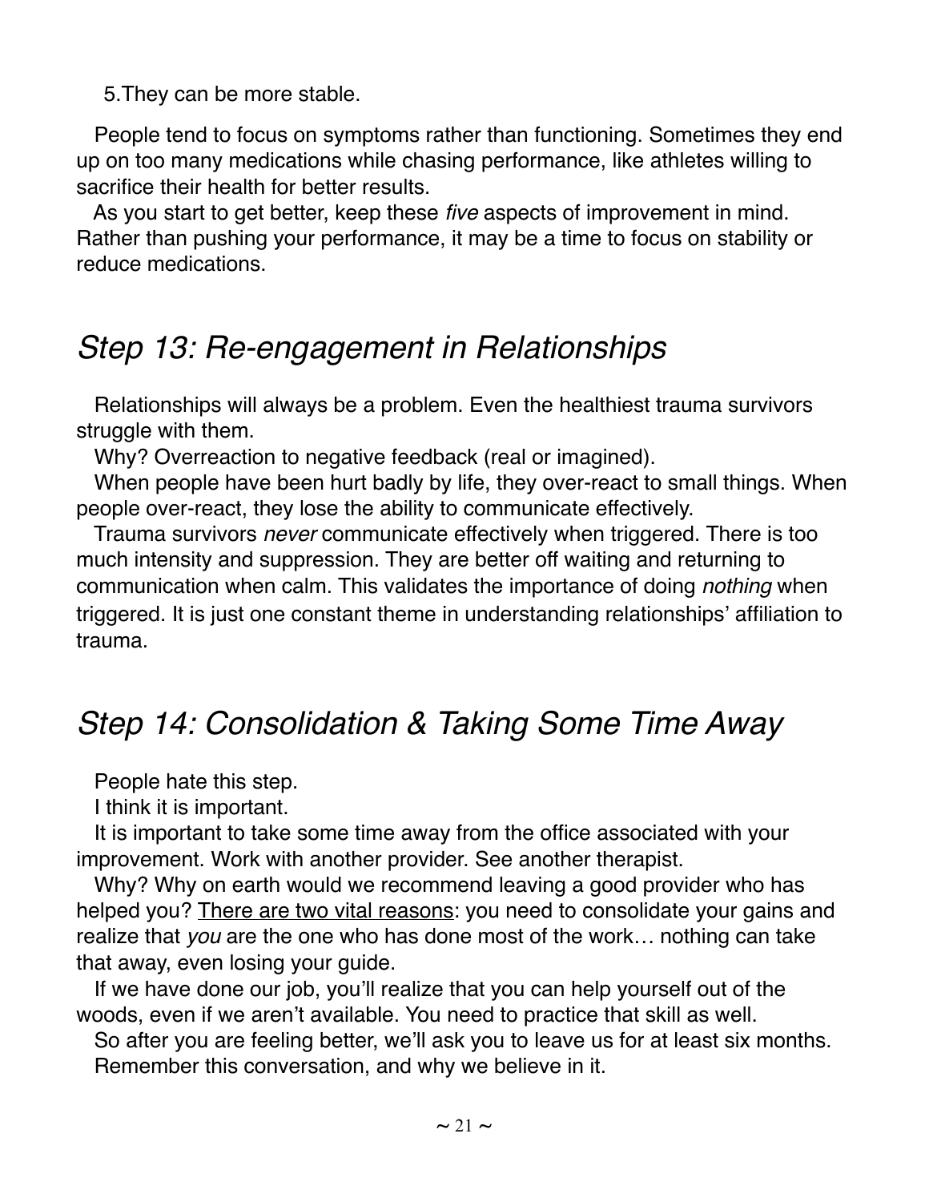5. They can be more stable.

People tend to focus on symptoms rather than functioning. Sometimes they end up on too many medications while chasing performance, like athletes willing to sacrifice their health for better results.

As you start to get better, keep these *five* aspects of improvement in mind. Rather than pushing your performance, it may be a time to focus on stability or reduce medications.

## *Step 13: Re-engagement in Relationships*

Relationships will always be a problem. Even the healthiest trauma survivors struggle with them.

Why? Overreaction to negative feedback (real or imagined).

When people have been hurt badly by life, they over-react to small things. When people over-react, they lose the ability to communicate effectively.

Trauma survivors *never* communicate effectively when triggered. There is too much intensity and suppression. They are better off waiting and returning to communication when calm. This validates the importance of doing *nothing* when triggered. It is just one constant theme in understanding relationships' affiliation to trauma.

## *Step 14: Consolidation & Taking Some Time Away*

People hate this step.

I think it is important.

It is important to take some time away from the office associated with your improvement. Work with another provider. See another therapist.

Why? Why on earth would we recommend leaving a good provider who has helped you? <u>There are two vital reasons</u>: you need to consolidate your gains and realize that *you* are the one who has done most of the work… nothing can take that away, even losing your guide.

If we have done our job, you'll realize that you can help yourself out of the woods, even if we aren't available. You need to practice that skill as well.

So after you are feeling better, we'll ask you to leave us for at least six months.

Remember this conversation, and why we believe in it.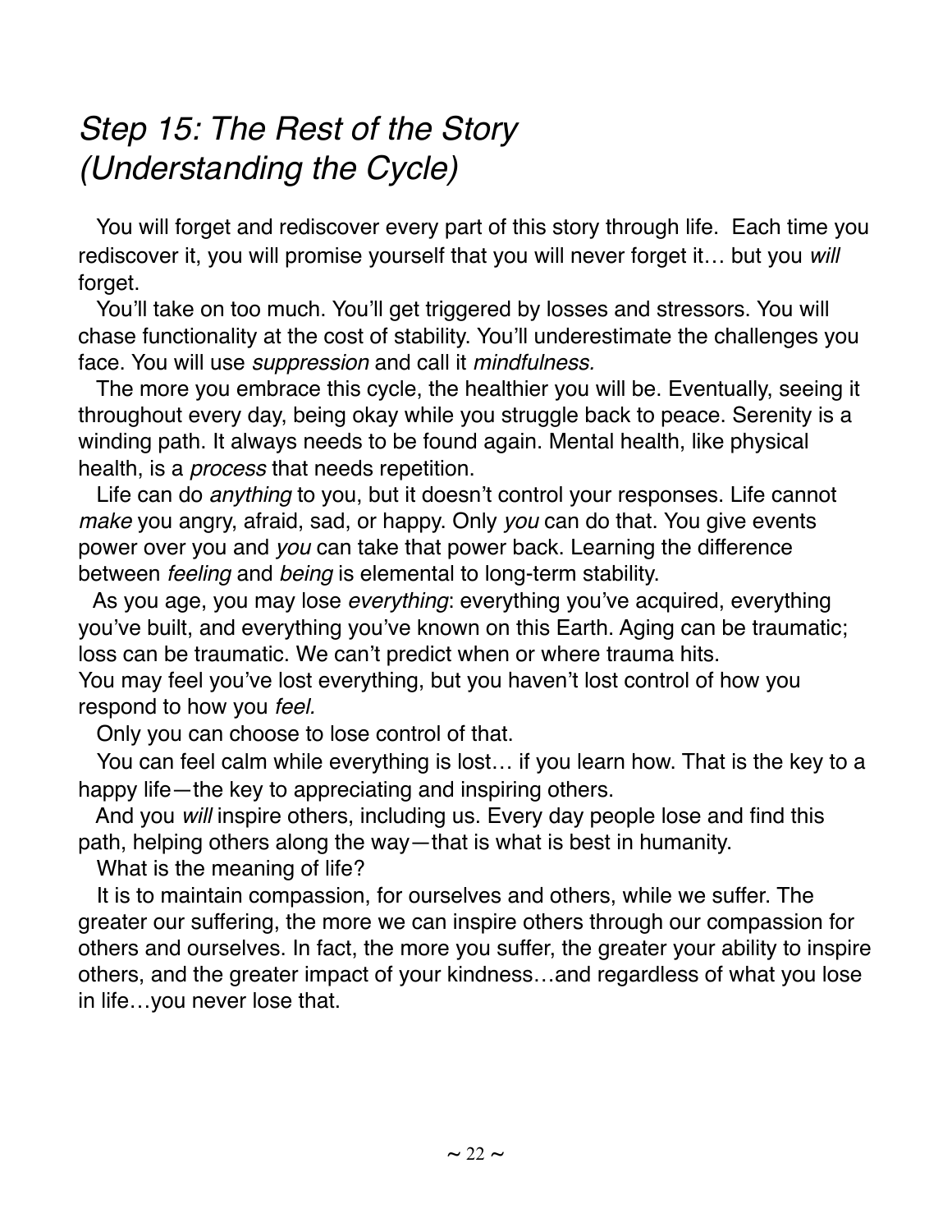## *Step 15: The Rest of the Story (Understanding the Cycle)*

You will forget and rediscover every part of this story through life. Each time you rediscover it, you will promise yourself that you will never forget it… but you *will* forget.

You'll take on too much. You'll get triggered by losses and stressors. You will chase functionality at the cost of stability. You'll underestimate the challenges you face. You will use *suppression* and call it *mindfulness.*

The more you embrace this cycle, the healthier you will be. Eventually, seeing it throughout every day, being okay while you struggle back to peace. Serenity is a winding path. It always needs to be found again. Mental health, like physical health, is a *process* that needs repetition.

Life can do *anything* to you, but it doesn't control your responses. Life cannot *make* you angry, afraid, sad, or happy. Only *you* can do that. You give events power over you and *you* can take that power back. Learning the difference between *feeling* and *being* is elemental to long-term stability.

As you age, you may lose *everything*: everything you've acquired, everything you've built, and everything you've known on this Earth. Aging can be traumatic; loss can be traumatic. We can't predict when or where trauma hits.

You may feel you've lost everything, but you haven't lost control of how you respond to how you *feel.*

Only you can choose to lose control of that.

You can feel calm while everything is lost… if you learn how. That is the key to a happy life—the key to appreciating and inspiring others.

And you *will* inspire others, including us. Every day people lose and find this path, helping others along the way—that is what is best in humanity.

What is the meaning of life?

It is to maintain compassion, for ourselves and others, while we suffer. The greater our suffering, the more we can inspire others through our compassion for others and ourselves. In fact, the more you suffer, the greater your ability to inspire others, and the greater impact of your kindness…and regardless of what you lose in life…you never lose that.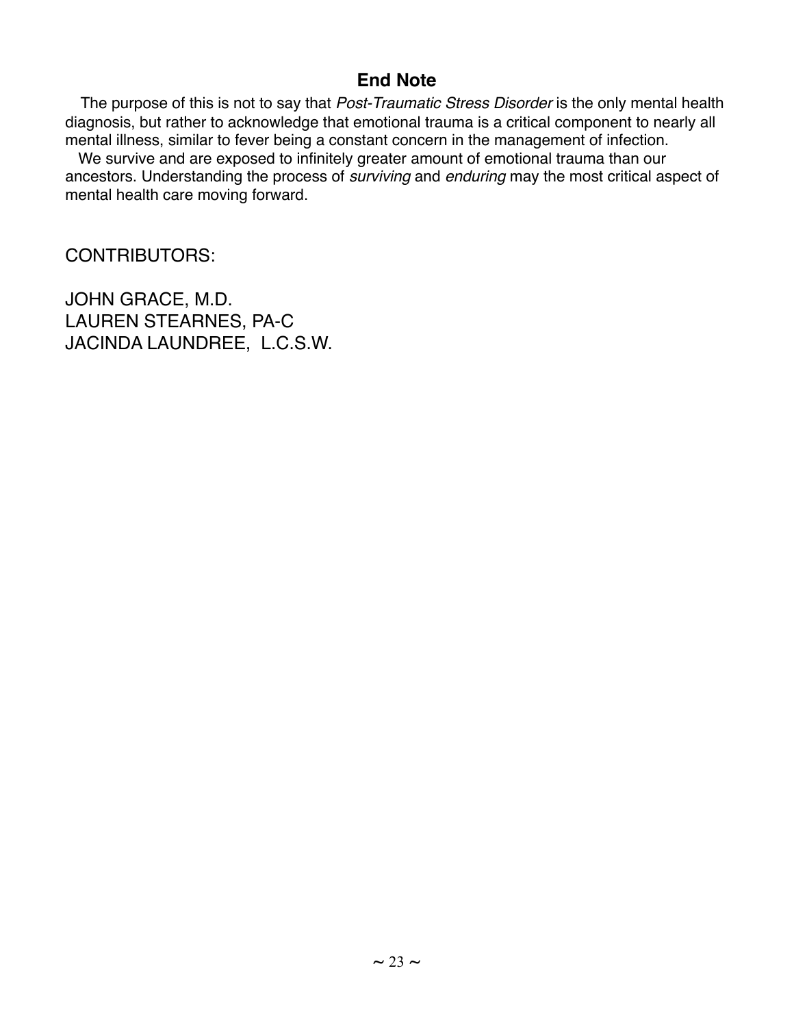## End Note

The purpose of this is not to say that *Post-Traumatic Stress Disorder* is the only mental health diagnosis, but rather to acknowledge that emotional trauma is a critical component to nearly all mental illness, similar to fever being a constant concern in the management of infection.

We survive and are exposed to infinitely greater amount of emotional trauma than our ancestors. Understanding the process of *surviving* and *enduring* may the most critical aspect of mental health care moving forward.

CONTRIBUTORS:

JOHN GRACE, M.D.
LAUREN STEARNES, PA-C
JACINDA LAUNDREE, L.C.S.W.